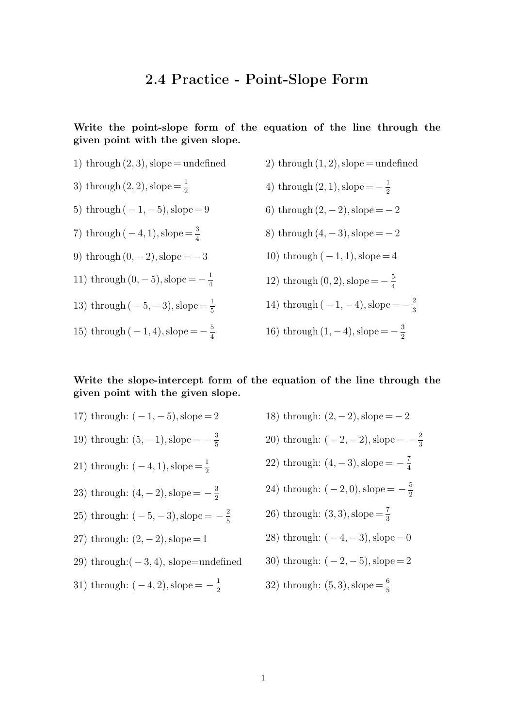# 2.4 Practice - Point-Slope Form

**Write the point-slope form of the equation of the line through the given point with the given slope.**

1) through $(2,3)$, slope = undefined

2) through $(1,2)$, slope = undefined

3) through $(2,2)$, slope = $\frac{1}{2}$

4) through $(2,1)$, slope = $-\frac{1}{2}$

5) through $(-1,-5)$, slope = $9$

6) through $(2,-2)$, slope = $-2$

7) through $(-4,1)$, slope = $\frac{3}{4}$

8) through $(4,-3)$, slope = $-2$

9) through $(0,-2)$, slope = $-3$

10) through $(-1,1)$, slope = $4$

11) through $(0,-5)$, slope = $-\frac{1}{4}$

12) through $(0,2)$, slope = $-\frac{5}{4}$

13) through $(-5,-3)$, slope = $\frac{1}{5}$

14) through $(-1,-4)$, slope = $-\frac{2}{3}$

15) through $(-1,4)$, slope = $-\frac{5}{4}$

16) through $(1,-4)$, slope = $-\frac{3}{2}$

**Write the slope-intercept form of the equation of the line through the given point with the given slope.**

17) through: $(-1,-5)$, slope = $2$

18) through: $(2,-2)$, slope = $-2$

19) through: $(5,-1)$, slope = $-\frac{3}{5}$

20) through: $(-2,-2)$, slope = $-\frac{2}{3}$

21) through: $(-4,1)$, slope = $\frac{1}{2}$

22) through: $(4,-3)$, slope = $-\frac{7}{4}$

23) through: $(4,-2)$, slope = $-\frac{3}{2}$

24) through: $(-2,0)$, slope = $-\frac{5}{2}$

25) through: $(-5,-3)$, slope = $-\frac{2}{5}$

26) through: $(3,3)$, slope = $\frac{7}{3}$

27) through: $(2,-2)$, slope = $1$

28) through: $(-4,-3)$, slope = $0$

29) through: $(-3,4)$, slope=undefined

30) through: $(-2,-5)$, slope = $2$

31) through: $(-4,2)$, slope = $-\frac{1}{2}$

32) through: $(5,3)$, slope = $\frac{6}{5}$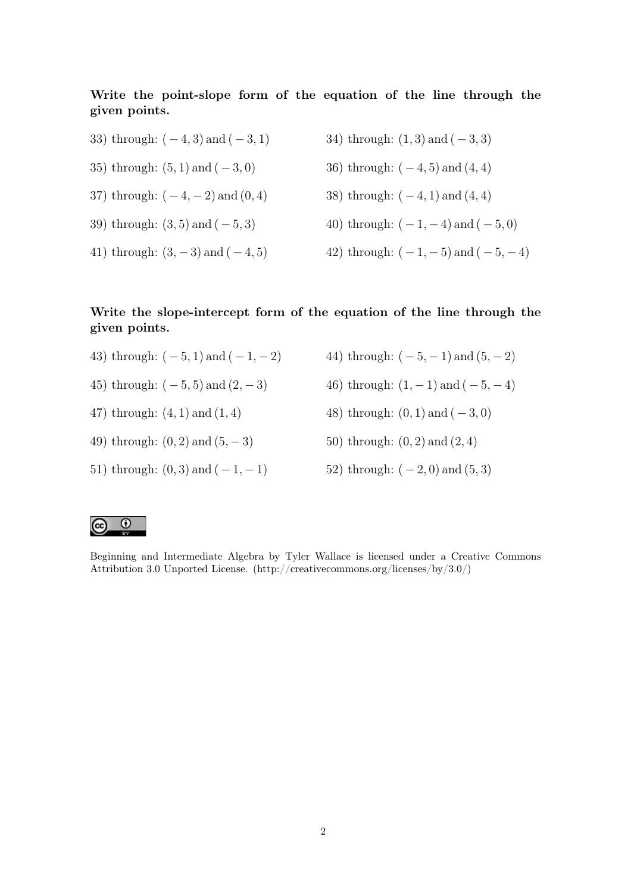**Write the point-slope form of the equation of the line through the given points.**

33) through: $(-4, 3)$ and $(-3, 1)$

34) through: $(1, 3)$ and $(-3, 3)$

35) through: $(5, 1)$ and $(-3, 0)$

36) through: $(-4, 5)$ and $(4, 4)$

37) through: $(-4, -2)$ and $(0, 4)$

38) through: $(-4, 1)$ and $(4, 4)$

39) through: $(3, 5)$ and $(-5, 3)$

40) through: $(-1, -4)$ and $(-5, 0)$

41) through: $(3, -3)$ and $(-4, 5)$

42) through: $(-1, -5)$ and $(-5, -4)$

**Write the slope-intercept form of the equation of the line through the given points.**

43) through: $(-5, 1)$ and $(-1, -2)$

44) through: $(-5, -1)$ and $(5, -2)$

45) through: $(-5, 5)$ and $(2, -3)$

46) through: $(1, -1)$ and $(-5, -4)$

47) through: $(4, 1)$ and $(1, 4)$

48) through: $(0, 1)$ and $(-3, 0)$

49) through: $(0, 2)$ and $(5, -3)$

50) through: $(0, 2)$ and $(2, 4)$

51) through: $(0, 3)$ and $(-1, -1)$

52) through: $(-2, 0)$ and $(5, 3)$

Beginning and Intermediate Algebra by Tyler Wallace is licensed under a Creative Commons Attribution 3.0 Unported License. (http://creativecommons.org/licenses/by/3.0/)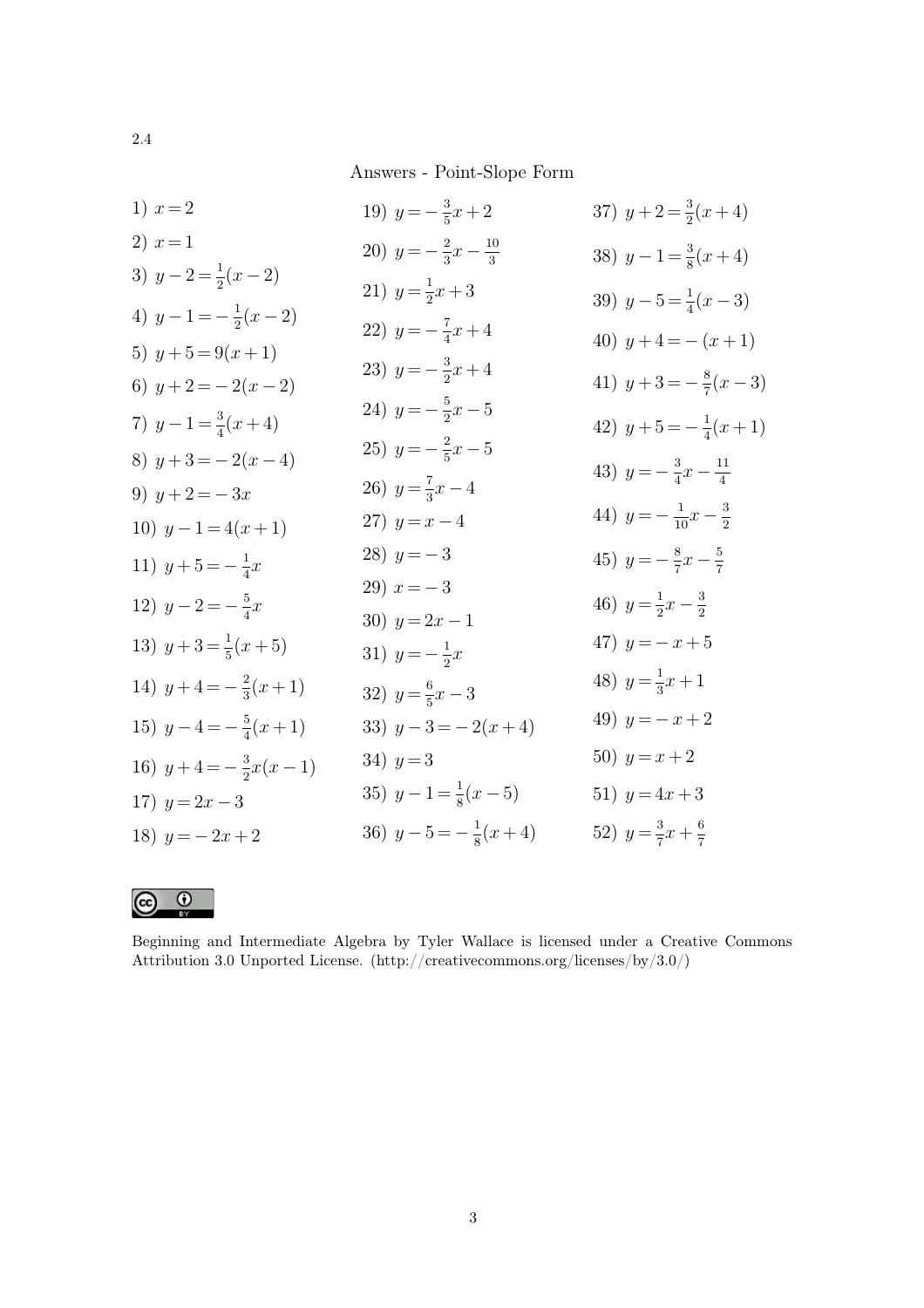2.4

## Answers - Point-Slope Form

1) $x = 2$

2) $x = 1$

3) $y - 2 = \frac{1}{2}(x - 2)$

4) $y - 1 = -\frac{1}{2}(x - 2)$

5) $y + 5 = 9(x + 1)$

6) $y + 2 = -2(x - 2)$

7) $y - 1 = \frac{3}{4}(x + 4)$

8) $y + 3 = -2(x - 4)$

9) $y + 2 = -3x$

10) $y - 1 = 4(x + 1)$

11) $y + 5 = -\frac{1}{4}x$

12) $y - 2 = -\frac{5}{4}x$

13) $y + 3 = \frac{1}{5}(x + 5)$

14) $y + 4 = -\frac{2}{3}(x + 1)$

15) $y - 4 = -\frac{5}{4}(x + 1)$

16) $y + 4 = -\frac{3}{2}x(x - 1)$

17) $y = 2x - 3$

18) $y = -2x + 2$

19) $y = -\frac{3}{5}x + 2$

20) $y = -\frac{2}{3}x - \frac{10}{3}$

21) $y = \frac{1}{2}x + 3$

22) $y = -\frac{7}{4}x + 4$

23) $y = -\frac{3}{2}x + 4$

24) $y = -\frac{5}{2}x - 5$

25) $y = -\frac{2}{5}x - 5$

26) $y = \frac{7}{3}x - 4$

27) $y = x - 4$

28) $y = -3$

29) $x = -3$

30) $y = 2x - 1$

31) $y = -\frac{1}{2}x$

32) $y = \frac{6}{5}x - 3$

33) $y - 3 = -2(x + 4)$

34) $y = 3$

35) $y - 1 = \frac{1}{8}(x - 5)$

36) $y - 5 = -\frac{1}{8}(x + 4)$

37) $y + 2 = \frac{3}{2}(x + 4)$

38) $y - 1 = \frac{3}{8}(x + 4)$

39) $y - 5 = \frac{1}{4}(x - 3)$

40) $y + 4 = -(x + 1)$

41) $y + 3 = -\frac{8}{7}(x - 3)$

42) $y + 5 = -\frac{1}{4}(x + 1)$

43) $y = -\frac{3}{4}x - \frac{11}{4}$

44) $y = -\frac{1}{10}x - \frac{3}{2}$

45) $y = -\frac{8}{7}x - \frac{5}{7}$

46) $y = \frac{1}{2}x - \frac{3}{2}$

47) $y = -x + 5$

48) $y = \frac{1}{3}x + 1$

49) $y = -x + 2$

50) $y = x + 2$

51) $y = 4x + 3$

52) $y = \frac{3}{7}x + \frac{6}{7}$

Beginning and Intermediate Algebra by Tyler Wallace is licensed under a Creative Commons Attribution 3.0 Unported License. (http://creativecommons.org/licenses/by/3.0/)